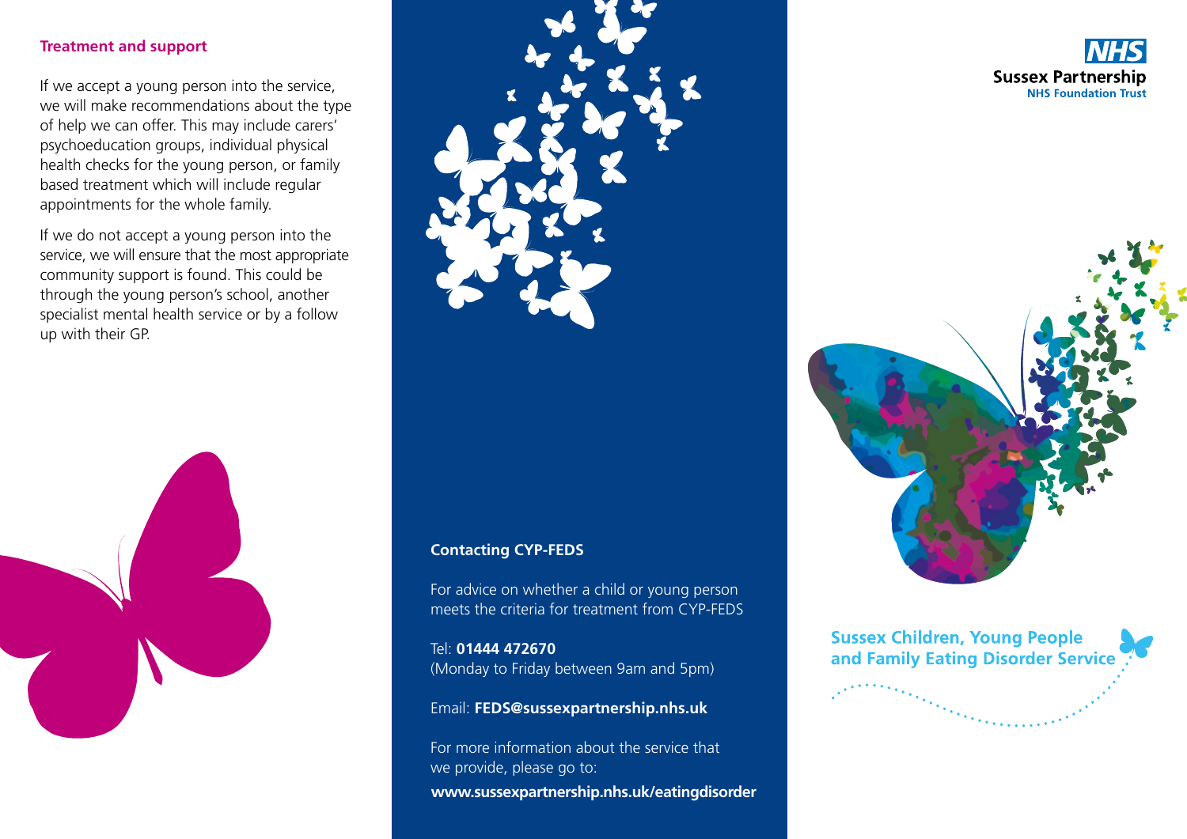## Treatment and support

If we accept a young person into the service, we will make recommendations about the type of help we can offer. This may include carers' psychoeducation groups, individual physical health checks for the young person, or family based treatment which will include regular appointments for the whole family.

If we do not accept a young person into the service, we will ensure that the most appropriate community support is found. This could be through the young person's school, another specialist mental health service or by a follow up with their GP.

## Contacting CYP-FEDS

For advice on whether a child or young person meets the criteria for treatment from CYP-FEDS

Tel: **01444 472670**
(Monday to Friday between 9am and 5pm)

Email: **FEDS@sussexpartnership.nhs.uk**

For more information about the service that we provide, please go to:
**www.sussexpartnership.nhs.uk/eatingdisorder**

NHS
**Sussex Partnership**
**NHS Foundation Trust**

# Sussex Children, Young People and Family Eating Disorder Service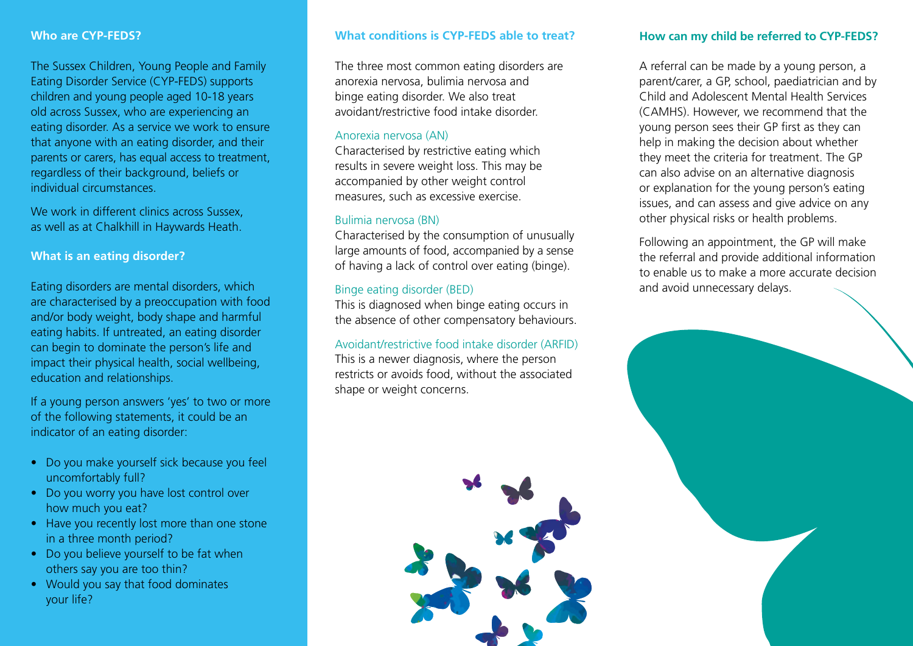## Who are CYP-FEDS?

The Sussex Children, Young People and Family Eating Disorder Service (CYP-FEDS) supports children and young people aged 10-18 years old across Sussex, who are experiencing an eating disorder. As a service we work to ensure that anyone with an eating disorder, and their parents or carers, has equal access to treatment, regardless of their background, beliefs or individual circumstances.

We work in different clinics across Sussex, as well as at Chalkhill in Haywards Heath.

## What is an eating disorder?

Eating disorders are mental disorders, which are characterised by a preoccupation with food and/or body weight, body shape and harmful eating habits. If untreated, an eating disorder can begin to dominate the person's life and impact their physical health, social wellbeing, education and relationships.

If a young person answers 'yes' to two or more of the following statements, it could be an indicator of an eating disorder:

- Do you make yourself sick because you feel uncomfortably full?
- Do you worry you have lost control over how much you eat?
- Have you recently lost more than one stone in a three month period?
- Do you believe yourself to be fat when others say you are too thin?
- Would you say that food dominates your life?

## What conditions is CYP-FEDS able to treat?

The three most common eating disorders are anorexia nervosa, bulimia nervosa and binge eating disorder. We also treat avoidant/restrictive food intake disorder.

### Anorexia nervosa (AN)

Characterised by restrictive eating which results in severe weight loss. This may be accompanied by other weight control measures, such as excessive exercise.

### Bulimia nervosa (BN)

Characterised by the consumption of unusually large amounts of food, accompanied by a sense of having a lack of control over eating (binge).

### Binge eating disorder (BED)

This is diagnosed when binge eating occurs in the absence of other compensatory behaviours.

### Avoidant/restrictive food intake disorder (ARFID)

This is a newer diagnosis, where the person restricts or avoids food, without the associated shape or weight concerns.

## How can my child be referred to CYP-FEDS?

A referral can be made by a young person, a parent/carer, a GP, school, paediatrician and by Child and Adolescent Mental Health Services (CAMHS). However, we recommend that the young person sees their GP first as they can help in making the decision about whether they meet the criteria for treatment. The GP can also advise on an alternative diagnosis or explanation for the young person's eating issues, and can assess and give advice on any other physical risks or health problems.

Following an appointment, the GP will make the referral and provide additional information to enable us to make a more accurate decision and avoid unnecessary delays.